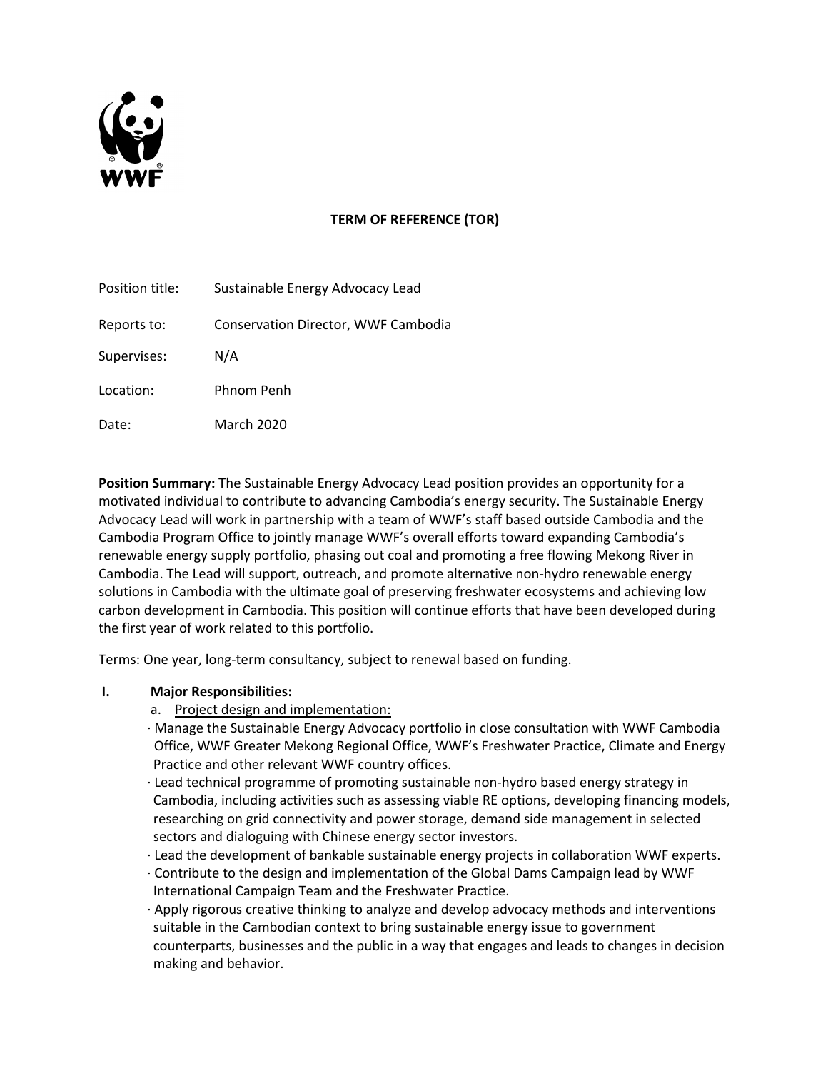# TERM OF REFERENCE (TOR)

| | |
|---|---|
| Position title: | Sustainable Energy Advocacy Lead |
| Reports to: | Conservation Director, WWF Cambodia |
| Supervises: | N/A |
| Location: | Phnom Penh |
| Date: | March 2020 |

**Position Summary:** The Sustainable Energy Advocacy Lead position provides an opportunity for a motivated individual to contribute to advancing Cambodia's energy security. The Sustainable Energy Advocacy Lead will work in partnership with a team of WWF's staff based outside Cambodia and the Cambodia Program Office to jointly manage WWF's overall efforts toward expanding Cambodia's renewable energy supply portfolio, phasing out coal and promoting a free flowing Mekong River in Cambodia. The Lead will support, outreach, and promote alternative non-hydro renewable energy solutions in Cambodia with the ultimate goal of preserving freshwater ecosystems and achieving low carbon development in Cambodia. This position will continue efforts that have been developed during the first year of work related to this portfolio.

Terms: One year, long-term consultancy, subject to renewal based on funding.

## I. Major Responsibilities:

a. Project design and implementation:

- Manage the Sustainable Energy Advocacy portfolio in close consultation with WWF Cambodia Office, WWF Greater Mekong Regional Office, WWF's Freshwater Practice, Climate and Energy Practice and other relevant WWF country offices.
- Lead technical programme of promoting sustainable non-hydro based energy strategy in Cambodia, including activities such as assessing viable RE options, developing financing models, researching on grid connectivity and power storage, demand side management in selected sectors and dialoguing with Chinese energy sector investors.
- Lead the development of bankable sustainable energy projects in collaboration WWF experts.
- Contribute to the design and implementation of the Global Dams Campaign lead by WWF International Campaign Team and the Freshwater Practice.
- Apply rigorous creative thinking to analyze and develop advocacy methods and interventions suitable in the Cambodian context to bring sustainable energy issue to government counterparts, businesses and the public in a way that engages and leads to changes in decision making and behavior.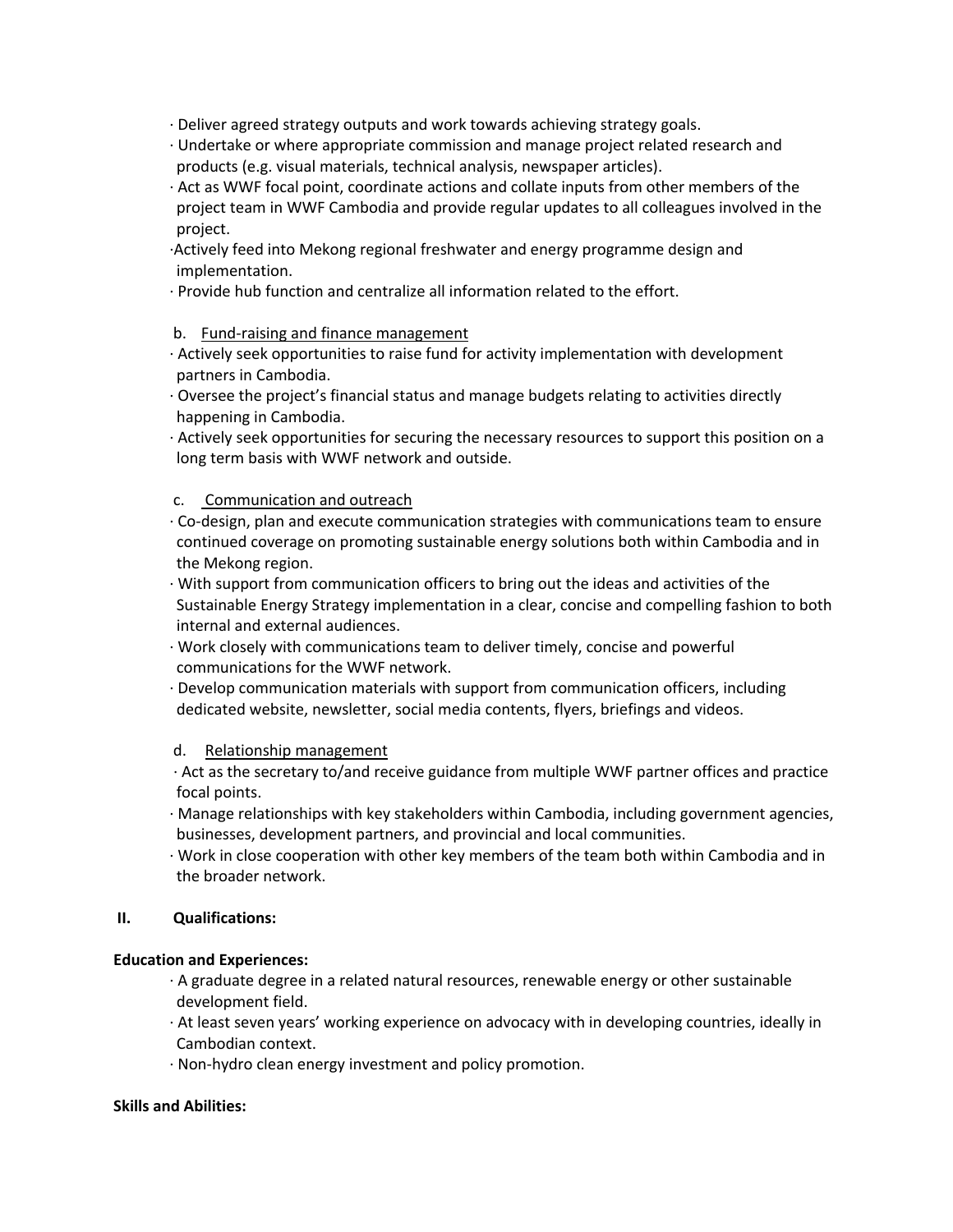· Deliver agreed strategy outputs and work towards achieving strategy goals.
· Undertake or where appropriate commission and manage project related research and products (e.g. visual materials, technical analysis, newspaper articles).
· Act as WWF focal point, coordinate actions and collate inputs from other members of the project team in WWF Cambodia and provide regular updates to all colleagues involved in the project.
·Actively feed into Mekong regional freshwater and energy programme design and implementation.
· Provide hub function and centralize all information related to the effort.

b. <u>Fund-raising and finance management</u>

· Actively seek opportunities to raise fund for activity implementation with development partners in Cambodia.
· Oversee the project's financial status and manage budgets relating to activities directly happening in Cambodia.
· Actively seek opportunities for securing the necessary resources to support this position on a long term basis with WWF network and outside.

c. <u>Communication and outreach</u>

· Co-design, plan and execute communication strategies with communications team to ensure continued coverage on promoting sustainable energy solutions both within Cambodia and in the Mekong region.
· With support from communication officers to bring out the ideas and activities of the Sustainable Energy Strategy implementation in a clear, concise and compelling fashion to both internal and external audiences.
· Work closely with communications team to deliver timely, concise and powerful communications for the WWF network.
· Develop communication materials with support from communication officers, including dedicated website, newsletter, social media contents, flyers, briefings and videos.

d. <u>Relationship management</u>

· Act as the secretary to/and receive guidance from multiple WWF partner offices and practice focal points.
· Manage relationships with key stakeholders within Cambodia, including government agencies, businesses, development partners, and provincial and local communities.
· Work in close cooperation with other key members of the team both within Cambodia and in the broader network.

## II. Qualifications:

**Education and Experiences:**

· A graduate degree in a related natural resources, renewable energy or other sustainable development field.
· At least seven years' working experience on advocacy with in developing countries, ideally in Cambodian context.
· Non-hydro clean energy investment and policy promotion.

**Skills and Abilities:**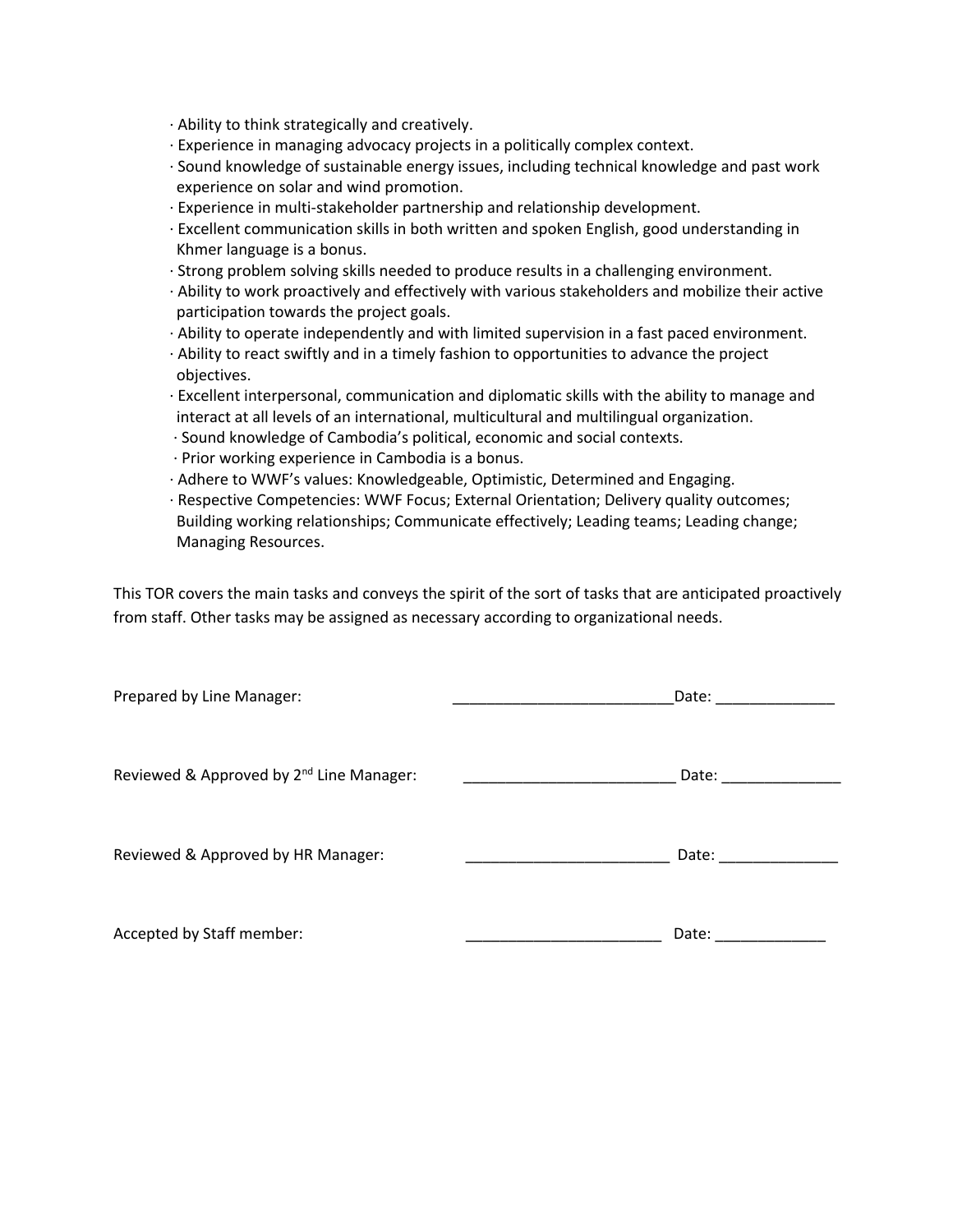- Ability to think strategically and creatively.
- Experience in managing advocacy projects in a politically complex context.
- Sound knowledge of sustainable energy issues, including technical knowledge and past work experience on solar and wind promotion.
- Experience in multi-stakeholder partnership and relationship development.
- Excellent communication skills in both written and spoken English, good understanding in Khmer language is a bonus.
- Strong problem solving skills needed to produce results in a challenging environment.
- Ability to work proactively and effectively with various stakeholders and mobilize their active participation towards the project goals.
- Ability to operate independently and with limited supervision in a fast paced environment.
- Ability to react swiftly and in a timely fashion to opportunities to advance the project objectives.
- Excellent interpersonal, communication and diplomatic skills with the ability to manage and interact at all levels of an international, multicultural and multilingual organization.
- Sound knowledge of Cambodia's political, economic and social contexts.
- Prior working experience in Cambodia is a bonus.
- Adhere to WWF's values: Knowledgeable, Optimistic, Determined and Engaging.
- Respective Competencies: WWF Focus; External Orientation; Delivery quality outcomes; Building working relationships; Communicate effectively; Leading teams; Leading change; Managing Resources.

This TOR covers the main tasks and conveys the spirit of the sort of tasks that are anticipated proactively from staff. Other tasks may be assigned as necessary according to organizational needs.

Prepared by Line Manager: __________________________Date: ______________

Reviewed & Approved by 2nd Line Manager: _________________________ Date: ______________

Reviewed & Approved by HR Manager: ________________________ Date: ______________

Accepted by Staff member: _______________________ Date: _____________